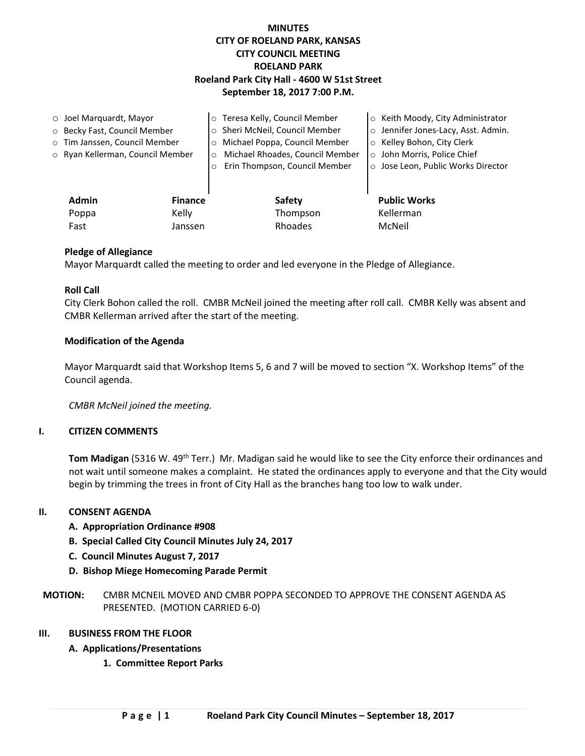# MINUTES
# CITY OF ROELAND PARK, KANSAS
# CITY COUNCIL MEETING
# ROELAND PARK
# Roeland Park City Hall - 4600 W 51st Street
# September 18, 2017 7:00 P.M.

- Joel Marquardt, Mayor
- Becky Fast, Council Member
- Tim Janssen, Council Member
- Ryan Kellerman, Council Member
- Teresa Kelly, Council Member
- Sheri McNeil, Council Member
- Michael Poppa, Council Member
- Michael Rhoades, Council Member
- Erin Thompson, Council Member
- Keith Moody, City Administrator
- Jennifer Jones-Lacy, Asst. Admin.
- Kelley Bohon, City Clerk
- John Morris, Police Chief
- Jose Leon, Public Works Director

| Admin | Finance | Safety | Public Works |
|---|---|---|---|
| Poppa | Kelly | Thompson | Kellerman |
| Fast | Janssen | Rhoades | McNeil |

**Pledge of Allegiance**

Mayor Marquardt called the meeting to order and led everyone in the Pledge of Allegiance.

**Roll Call**

City Clerk Bohon called the roll. CMBR McNeil joined the meeting after roll call. CMBR Kelly was absent and CMBR Kellerman arrived after the start of the meeting.

**Modification of the Agenda**

Mayor Marquardt said that Workshop Items 5, 6 and 7 will be moved to section "X. Workshop Items" of the Council agenda.

*CMBR McNeil joined the meeting.*

## I. CITIZEN COMMENTS

**Tom Madigan** (5316 W. 49th Terr.) Mr. Madigan said he would like to see the City enforce their ordinances and not wait until someone makes a complaint. He stated the ordinances apply to everyone and that the City would begin by trimming the trees in front of City Hall as the branches hang too low to walk under.

## II. CONSENT AGENDA

- **A. Appropriation Ordinance #908**
- **B. Special Called City Council Minutes July 24, 2017**
- **C. Council Minutes August 7, 2017**
- **D. Bishop Miege Homecoming Parade Permit**

**MOTION:** CMBR MCNEIL MOVED AND CMBR POPPA SECONDED TO APPROVE THE CONSENT AGENDA AS PRESENTED. (MOTION CARRIED 6-0)

## III. BUSINESS FROM THE FLOOR

**A. Applications/Presentations**

**1. Committee Report Parks**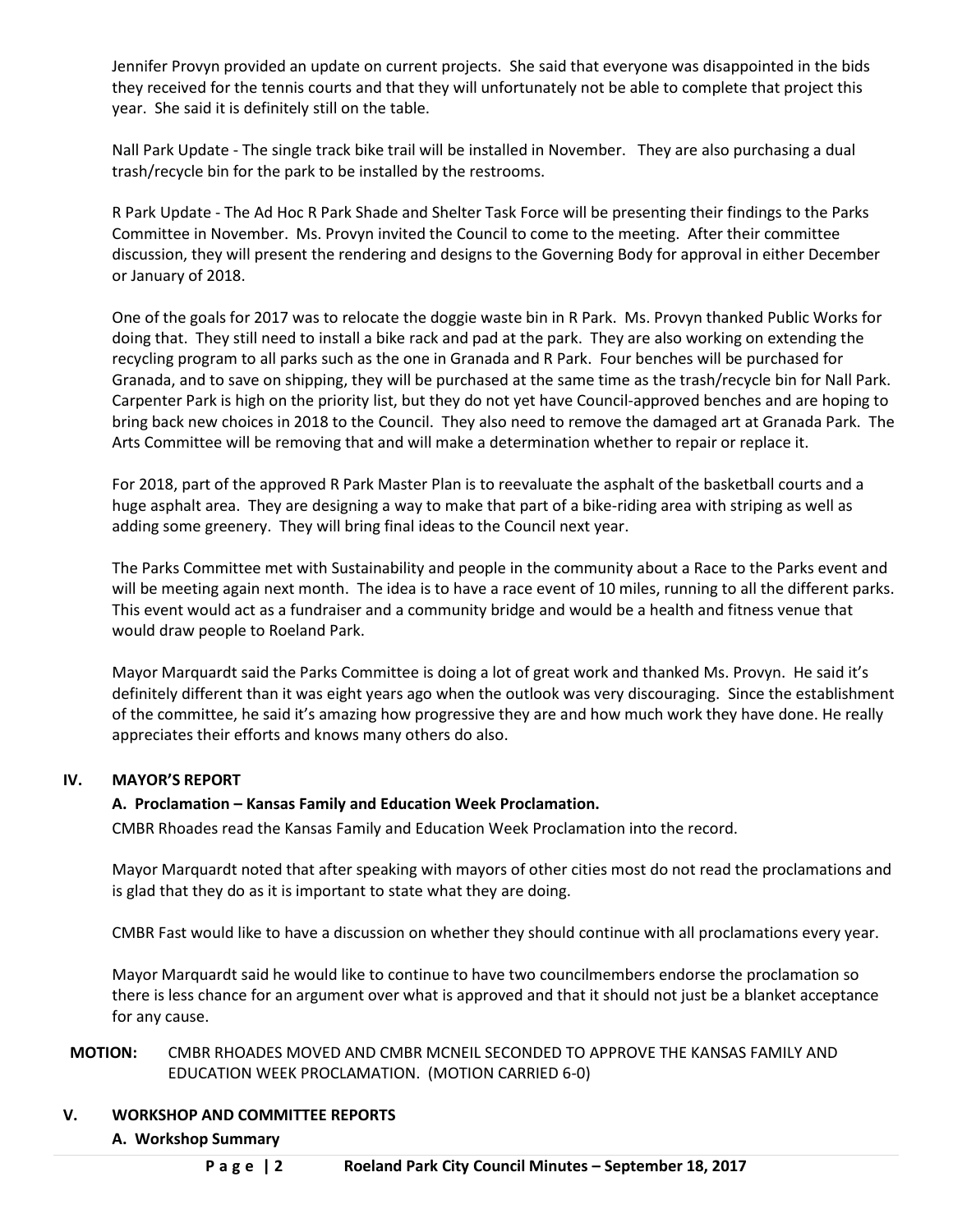Jennifer Provyn provided an update on current projects. She said that everyone was disappointed in the bids they received for the tennis courts and that they will unfortunately not be able to complete that project this year. She said it is definitely still on the table.

Nall Park Update - The single track bike trail will be installed in November. They are also purchasing a dual trash/recycle bin for the park to be installed by the restrooms.

R Park Update - The Ad Hoc R Park Shade and Shelter Task Force will be presenting their findings to the Parks Committee in November. Ms. Provyn invited the Council to come to the meeting. After their committee discussion, they will present the rendering and designs to the Governing Body for approval in either December or January of 2018.

One of the goals for 2017 was to relocate the doggie waste bin in R Park. Ms. Provyn thanked Public Works for doing that. They still need to install a bike rack and pad at the park. They are also working on extending the recycling program to all parks such as the one in Granada and R Park. Four benches will be purchased for Granada, and to save on shipping, they will be purchased at the same time as the trash/recycle bin for Nall Park. Carpenter Park is high on the priority list, but they do not yet have Council-approved benches and are hoping to bring back new choices in 2018 to the Council. They also need to remove the damaged art at Granada Park. The Arts Committee will be removing that and will make a determination whether to repair or replace it.

For 2018, part of the approved R Park Master Plan is to reevaluate the asphalt of the basketball courts and a huge asphalt area. They are designing a way to make that part of a bike-riding area with striping as well as adding some greenery. They will bring final ideas to the Council next year.

The Parks Committee met with Sustainability and people in the community about a Race to the Parks event and will be meeting again next month. The idea is to have a race event of 10 miles, running to all the different parks. This event would act as a fundraiser and a community bridge and would be a health and fitness venue that would draw people to Roeland Park.

Mayor Marquardt said the Parks Committee is doing a lot of great work and thanked Ms. Provyn. He said it's definitely different than it was eight years ago when the outlook was very discouraging. Since the establishment of the committee, he said it's amazing how progressive they are and how much work they have done. He really appreciates their efforts and knows many others do also.

## IV. MAYOR'S REPORT

### A. Proclamation – Kansas Family and Education Week Proclamation.

CMBR Rhoades read the Kansas Family and Education Week Proclamation into the record.

Mayor Marquardt noted that after speaking with mayors of other cities most do not read the proclamations and is glad that they do as it is important to state what they are doing.

CMBR Fast would like to have a discussion on whether they should continue with all proclamations every year.

Mayor Marquardt said he would like to continue to have two councilmembers endorse the proclamation so there is less chance for an argument over what is approved and that it should not just be a blanket acceptance for any cause.

**MOTION:** CMBR RHOADES MOVED AND CMBR MCNEIL SECONDED TO APPROVE THE KANSAS FAMILY AND EDUCATION WEEK PROCLAMATION. (MOTION CARRIED 6-0)

## V. WORKSHOP AND COMMITTEE REPORTS

### A. Workshop Summary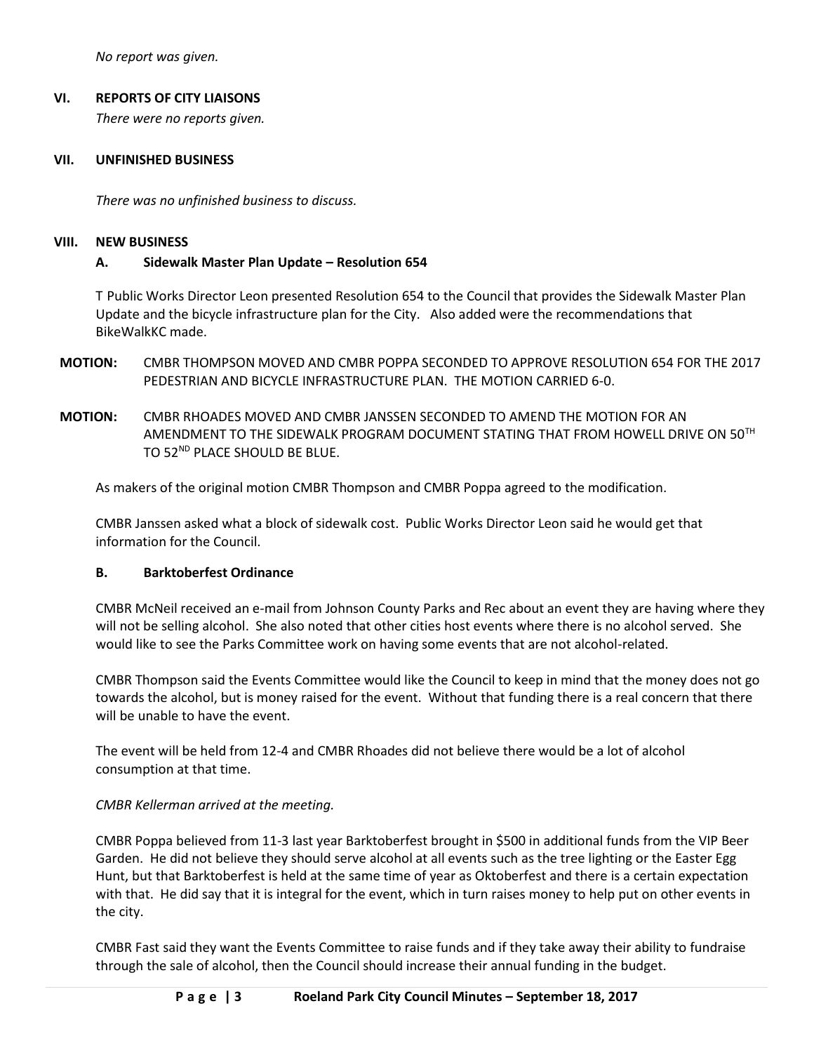*No report was given.*

## VI. REPORTS OF CITY LIAISONS

*There were no reports given.*

## VII. UNFINISHED BUSINESS

*There was no unfinished business to discuss.*

## VIII. NEW BUSINESS

### A. Sidewalk Master Plan Update – Resolution 654

T Public Works Director Leon presented Resolution 654 to the Council that provides the Sidewalk Master Plan Update and the bicycle infrastructure plan for the City. Also added were the recommendations that BikeWalkKC made.

**MOTION:** CMBR THOMPSON MOVED AND CMBR POPPA SECONDED TO APPROVE RESOLUTION 654 FOR THE 2017 PEDESTRIAN AND BICYCLE INFRASTRUCTURE PLAN. THE MOTION CARRIED 6-0.

**MOTION:** CMBR RHOADES MOVED AND CMBR JANSSEN SECONDED TO AMEND THE MOTION FOR AN AMENDMENT TO THE SIDEWALK PROGRAM DOCUMENT STATING THAT FROM HOWELL DRIVE ON 50TH TO 52ND PLACE SHOULD BE BLUE.

As makers of the original motion CMBR Thompson and CMBR Poppa agreed to the modification.

CMBR Janssen asked what a block of sidewalk cost. Public Works Director Leon said he would get that information for the Council.

### B. Barktoberfest Ordinance

CMBR McNeil received an e-mail from Johnson County Parks and Rec about an event they are having where they will not be selling alcohol. She also noted that other cities host events where there is no alcohol served. She would like to see the Parks Committee work on having some events that are not alcohol-related.

CMBR Thompson said the Events Committee would like the Council to keep in mind that the money does not go towards the alcohol, but is money raised for the event. Without that funding there is a real concern that there will be unable to have the event.

The event will be held from 12-4 and CMBR Rhoades did not believe there would be a lot of alcohol consumption at that time.

*CMBR Kellerman arrived at the meeting.*

CMBR Poppa believed from 11-3 last year Barktoberfest brought in $500 in additional funds from the VIP Beer Garden. He did not believe they should serve alcohol at all events such as the tree lighting or the Easter Egg Hunt, but that Barktoberfest is held at the same time of year as Oktoberfest and there is a certain expectation with that. He did say that it is integral for the event, which in turn raises money to help put on other events in the city.

CMBR Fast said they want the Events Committee to raise funds and if they take away their ability to fundraise through the sale of alcohol, then the Council should increase their annual funding in the budget.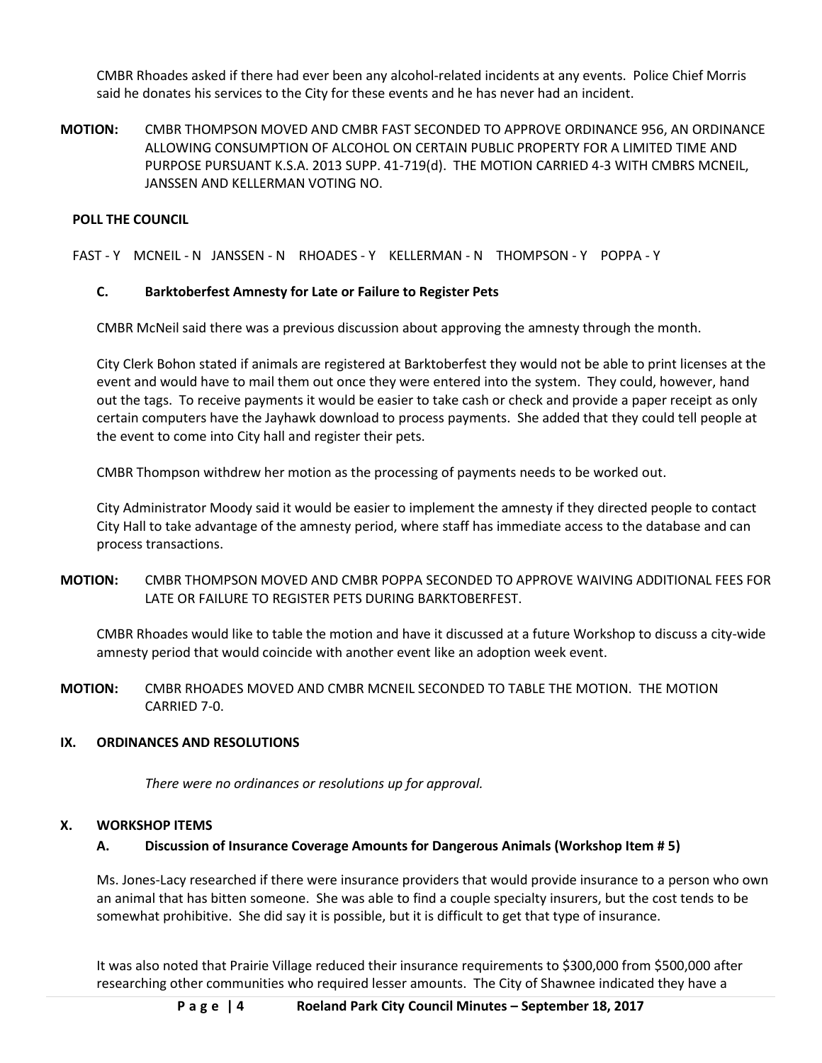CMBR Rhoades asked if there had ever been any alcohol-related incidents at any events. Police Chief Morris said he donates his services to the City for these events and he has never had an incident.

**MOTION:** CMBR THOMPSON MOVED AND CMBR FAST SECONDED TO APPROVE ORDINANCE 956, AN ORDINANCE ALLOWING CONSUMPTION OF ALCOHOL ON CERTAIN PUBLIC PROPERTY FOR A LIMITED TIME AND PURPOSE PURSUANT K.S.A. 2013 SUPP. 41-719(d). THE MOTION CARRIED 4-3 WITH CMBRS MCNEIL, JANSSEN AND KELLERMAN VOTING NO.

**POLL THE COUNCIL**

FAST - Y MCNEIL - N JANSSEN - N RHOADES - Y KELLERMAN - N THOMPSON - Y POPPA - Y

### C. Barktoberfest Amnesty for Late or Failure to Register Pets

CMBR McNeil said there was a previous discussion about approving the amnesty through the month.

City Clerk Bohon stated if animals are registered at Barktoberfest they would not be able to print licenses at the event and would have to mail them out once they were entered into the system. They could, however, hand out the tags. To receive payments it would be easier to take cash or check and provide a paper receipt as only certain computers have the Jayhawk download to process payments. She added that they could tell people at the event to come into City hall and register their pets.

CMBR Thompson withdrew her motion as the processing of payments needs to be worked out.

City Administrator Moody said it would be easier to implement the amnesty if they directed people to contact City Hall to take advantage of the amnesty period, where staff has immediate access to the database and can process transactions.

**MOTION:** CMBR THOMPSON MOVED AND CMBR POPPA SECONDED TO APPROVE WAIVING ADDITIONAL FEES FOR LATE OR FAILURE TO REGISTER PETS DURING BARKTOBERFEST.

CMBR Rhoades would like to table the motion and have it discussed at a future Workshop to discuss a city-wide amnesty period that would coincide with another event like an adoption week event.

**MOTION:** CMBR RHOADES MOVED AND CMBR MCNEIL SECONDED TO TABLE THE MOTION. THE MOTION CARRIED 7-0.

## IX. ORDINANCES AND RESOLUTIONS

*There were no ordinances or resolutions up for approval.*

## X. WORKSHOP ITEMS

### A. Discussion of Insurance Coverage Amounts for Dangerous Animals (Workshop Item # 5)

Ms. Jones-Lacy researched if there were insurance providers that would provide insurance to a person who own an animal that has bitten someone. She was able to find a couple specialty insurers, but the cost tends to be somewhat prohibitive. She did say it is possible, but it is difficult to get that type of insurance.

It was also noted that Prairie Village reduced their insurance requirements to \$300,000 from \$500,000 after researching other communities who required lesser amounts. The City of Shawnee indicated they have a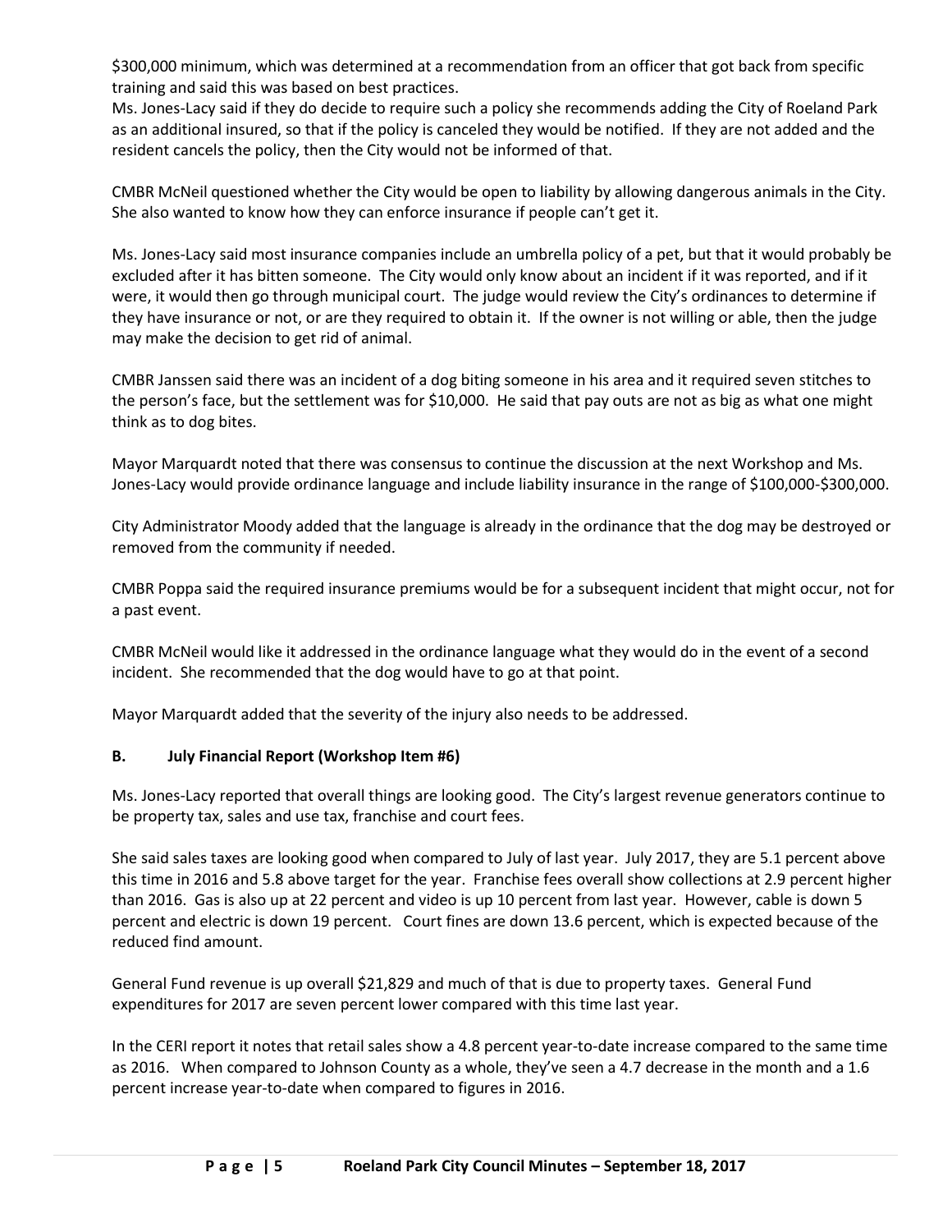$300,000 minimum, which was determined at a recommendation from an officer that got back from specific training and said this was based on best practices.
Ms. Jones-Lacy said if they do decide to require such a policy she recommends adding the City of Roeland Park as an additional insured, so that if the policy is canceled they would be notified. If they are not added and the resident cancels the policy, then the City would not be informed of that.

CMBR McNeil questioned whether the City would be open to liability by allowing dangerous animals in the City. She also wanted to know how they can enforce insurance if people can't get it.

Ms. Jones-Lacy said most insurance companies include an umbrella policy of a pet, but that it would probably be excluded after it has bitten someone. The City would only know about an incident if it was reported, and if it were, it would then go through municipal court. The judge would review the City's ordinances to determine if they have insurance or not, or are they required to obtain it. If the owner is not willing or able, then the judge may make the decision to get rid of animal.

CMBR Janssen said there was an incident of a dog biting someone in his area and it required seven stitches to the person's face, but the settlement was for $10,000. He said that pay outs are not as big as what one might think as to dog bites.

Mayor Marquardt noted that there was consensus to continue the discussion at the next Workshop and Ms. Jones-Lacy would provide ordinance language and include liability insurance in the range of $100,000-$300,000.

City Administrator Moody added that the language is already in the ordinance that the dog may be destroyed or removed from the community if needed.

CMBR Poppa said the required insurance premiums would be for a subsequent incident that might occur, not for a past event.

CMBR McNeil would like it addressed in the ordinance language what they would do in the event of a second incident. She recommended that the dog would have to go at that point.

Mayor Marquardt added that the severity of the injury also needs to be addressed.

**B. July Financial Report (Workshop Item #6)**

Ms. Jones-Lacy reported that overall things are looking good. The City's largest revenue generators continue to be property tax, sales and use tax, franchise and court fees.

She said sales taxes are looking good when compared to July of last year. July 2017, they are 5.1 percent above this time in 2016 and 5.8 above target for the year. Franchise fees overall show collections at 2.9 percent higher than 2016. Gas is also up at 22 percent and video is up 10 percent from last year. However, cable is down 5 percent and electric is down 19 percent. Court fines are down 13.6 percent, which is expected because of the reduced find amount.

General Fund revenue is up overall $21,829 and much of that is due to property taxes. General Fund expenditures for 2017 are seven percent lower compared with this time last year.

In the CERI report it notes that retail sales show a 4.8 percent year-to-date increase compared to the same time as 2016. When compared to Johnson County as a whole, they've seen a 4.7 decrease in the month and a 1.6 percent increase year-to-date when compared to figures in 2016.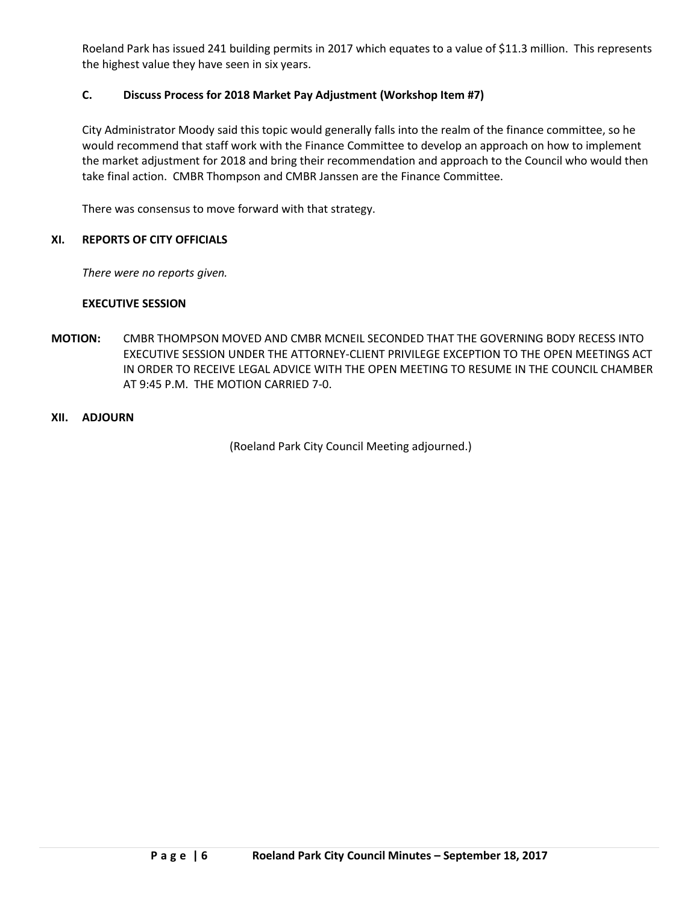Roeland Park has issued 241 building permits in 2017 which equates to a value of $11.3 million. This represents the highest value they have seen in six years.

### C. Discuss Process for 2018 Market Pay Adjustment (Workshop Item #7)

City Administrator Moody said this topic would generally falls into the realm of the finance committee, so he would recommend that staff work with the Finance Committee to develop an approach on how to implement the market adjustment for 2018 and bring their recommendation and approach to the Council who would then take final action. CMBR Thompson and CMBR Janssen are the Finance Committee.

There was consensus to move forward with that strategy.

## XI. REPORTS OF CITY OFFICIALS

*There were no reports given.*

### EXECUTIVE SESSION

**MOTION:** CMBR THOMPSON MOVED AND CMBR MCNEIL SECONDED THAT THE GOVERNING BODY RECESS INTO EXECUTIVE SESSION UNDER THE ATTORNEY-CLIENT PRIVILEGE EXCEPTION TO THE OPEN MEETINGS ACT IN ORDER TO RECEIVE LEGAL ADVICE WITH THE OPEN MEETING TO RESUME IN THE COUNCIL CHAMBER AT 9:45 P.M. THE MOTION CARRIED 7-0.

## XII. ADJOURN

(Roeland Park City Council Meeting adjourned.)